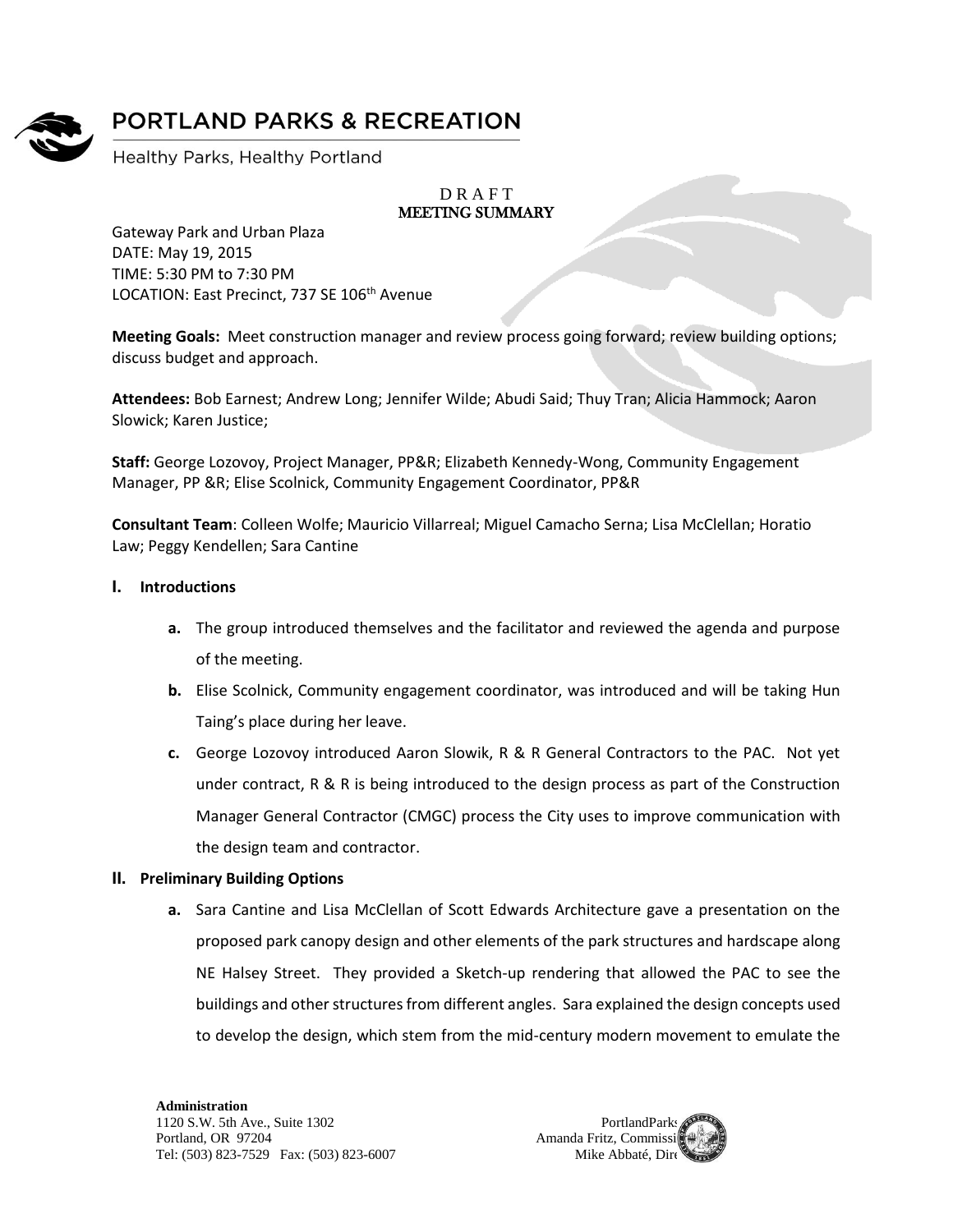# PORTLAND PARKS & RECREATION

Healthy Parks, Healthy Portland

D R A F T
**MEETING SUMMARY**

Gateway Park and Urban Plaza
DATE: May 19, 2015
TIME: 5:30 PM to 7:30 PM
LOCATION: East Precinct, 737 SE 106th Avenue

**Meeting Goals:** Meet construction manager and review process going forward; review building options; discuss budget and approach.

**Attendees:** Bob Earnest; Andrew Long; Jennifer Wilde; Abudi Said; Thuy Tran; Alicia Hammock; Aaron Slowick; Karen Justice;

**Staff:** George Lozovoy, Project Manager, PP&R; Elizabeth Kennedy-Wong, Community Engagement Manager, PP &R; Elise Scolnick, Community Engagement Coordinator, PP&R

**Consultant Team**: Colleen Wolfe; Mauricio Villarreal; Miguel Camacho Serna; Lisa McClellan; Horatio Law; Peggy Kendellen; Sara Cantine

## I. Introductions

a. The group introduced themselves and the facilitator and reviewed the agenda and purpose of the meeting.

b. Elise Scolnick, Community engagement coordinator, was introduced and will be taking Hun Taing's place during her leave.

c. George Lozovoy introduced Aaron Slowik, R & R General Contractors to the PAC. Not yet under contract, R & R is being introduced to the design process as part of the Construction Manager General Contractor (CMGC) process the City uses to improve communication with the design team and contractor.

## II. Preliminary Building Options

a. Sara Cantine and Lisa McClellan of Scott Edwards Architecture gave a presentation on the proposed park canopy design and other elements of the park structures and hardscape along NE Halsey Street. They provided a Sketch-up rendering that allowed the PAC to see the buildings and other structures from different angles. Sara explained the design concepts used to develop the design, which stem from the mid-century modern movement to emulate the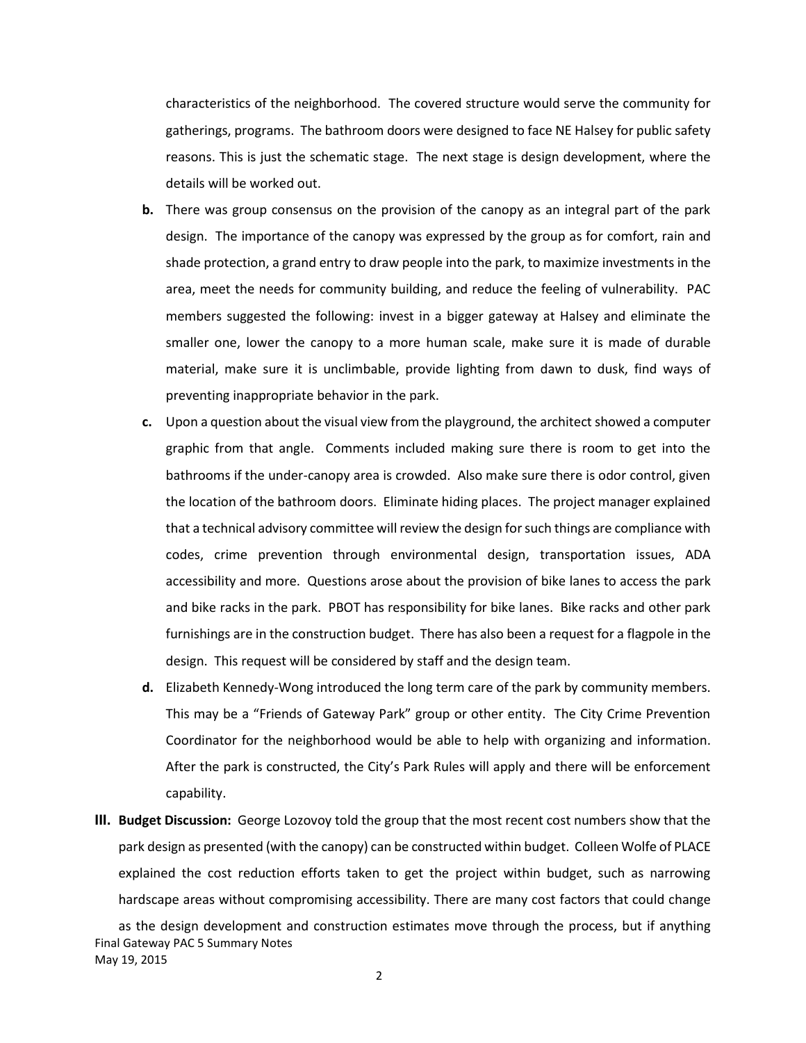characteristics of the neighborhood. The covered structure would serve the community for gatherings, programs. The bathroom doors were designed to face NE Halsey for public safety reasons. This is just the schematic stage. The next stage is design development, where the details will be worked out.

**b.** There was group consensus on the provision of the canopy as an integral part of the park design. The importance of the canopy was expressed by the group as for comfort, rain and shade protection, a grand entry to draw people into the park, to maximize investments in the area, meet the needs for community building, and reduce the feeling of vulnerability. PAC members suggested the following: invest in a bigger gateway at Halsey and eliminate the smaller one, lower the canopy to a more human scale, make sure it is made of durable material, make sure it is unclimbable, provide lighting from dawn to dusk, find ways of preventing inappropriate behavior in the park.

**c.** Upon a question about the visual view from the playground, the architect showed a computer graphic from that angle. Comments included making sure there is room to get into the bathrooms if the under-canopy area is crowded. Also make sure there is odor control, given the location of the bathroom doors. Eliminate hiding places. The project manager explained that a technical advisory committee will review the design for such things are compliance with codes, crime prevention through environmental design, transportation issues, ADA accessibility and more. Questions arose about the provision of bike lanes to access the park and bike racks in the park. PBOT has responsibility for bike lanes. Bike racks and other park furnishings are in the construction budget. There has also been a request for a flagpole in the design. This request will be considered by staff and the design team.

**d.** Elizabeth Kennedy-Wong introduced the long term care of the park by community members. This may be a "Friends of Gateway Park" group or other entity. The City Crime Prevention Coordinator for the neighborhood would be able to help with organizing and information. After the park is constructed, the City's Park Rules will apply and there will be enforcement capability.

**III. Budget Discussion:** George Lozovoy told the group that the most recent cost numbers show that the park design as presented (with the canopy) can be constructed within budget. Colleen Wolfe of PLACE explained the cost reduction efforts taken to get the project within budget, such as narrowing hardscape areas without compromising accessibility. There are many cost factors that could change as the design development and construction estimates move through the process, but if anything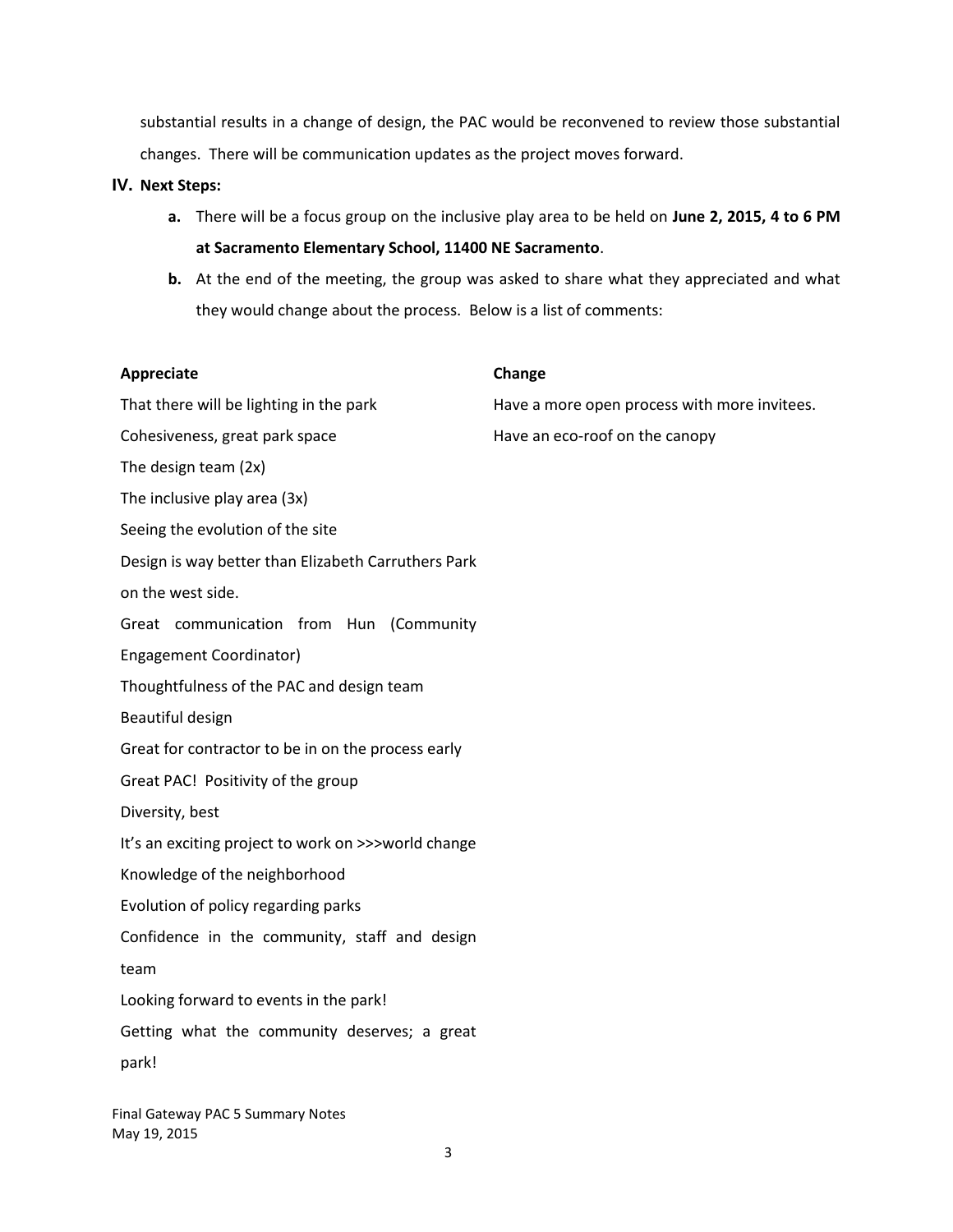substantial results in a change of design, the PAC would be reconvened to review those substantial changes. There will be communication updates as the project moves forward.

**IV. Next Steps:**

- **a.** There will be a focus group on the inclusive play area to be held on **June 2, 2015, 4 to 6 PM at Sacramento Elementary School, 11400 NE Sacramento**.
- **b.** At the end of the meeting, the group was asked to share what they appreciated and what they would change about the process. Below is a list of comments:

| Appreciate | Change |
|---|---|
| That there will be lighting in the park | Have a more open process with more invitees. |
| Cohesiveness, great park space | Have an eco-roof on the canopy |
| The design team (2x) | |
| The inclusive play area (3x) | |
| Seeing the evolution of the site | |
| Design is way better than Elizabeth Carruthers Park on the west side. | |
| Great communication from Hun (Community Engagement Coordinator) | |
| Thoughtfulness of the PAC and design team | |
| Beautiful design | |
| Great for contractor to be in on the process early | |
| Great PAC! Positivity of the group | |
| Diversity, best | |
| It's an exciting project to work on >>>world change | |
| Knowledge of the neighborhood | |
| Evolution of policy regarding parks | |
| Confidence in the community, staff and design team | |
| Looking forward to events in the park! | |
| Getting what the community deserves; a great park! | |

Final Gateway PAC 5 Summary Notes
May 19, 2015